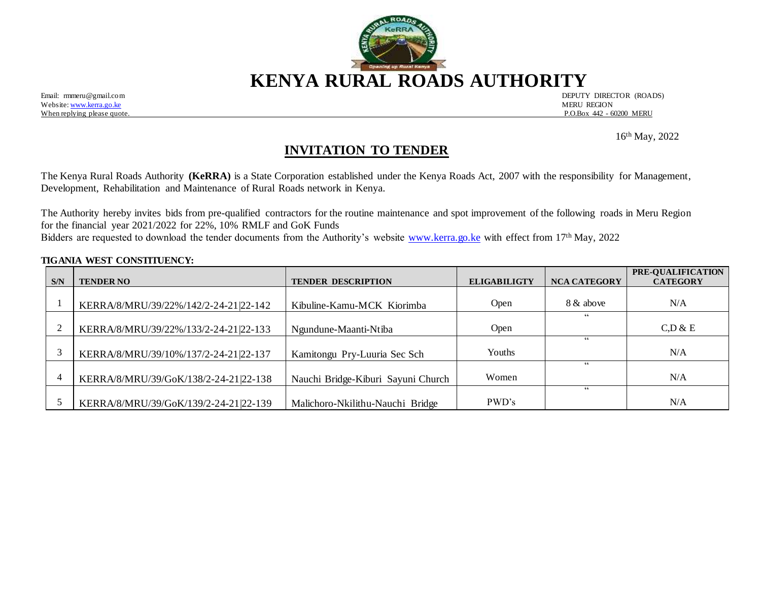# KENYA RURAL ROADS AUTHORITY

Email: rmmeru@gmail.com
Website: www.kerra.go.ke
When replying please quote.

DEPUTY DIRECTOR (ROADS)
MERU REGION
P.O.Box 442 - 60200 MERU

16th May, 2022

## INVITATION TO TENDER

The Kenya Rural Roads Authority **(KeRRA)** is a State Corporation established under the Kenya Roads Act, 2007 with the responsibility for Management, Development, Rehabilitation and Maintenance of Rural Roads network in Kenya.

The Authority hereby invites bids from pre-qualified contractors for the routine maintenance and spot improvement of the following roads in Meru Region for the financial year 2021/2022 for 22%, 10% RMLF and GoK Funds
Bidders are requested to download the tender documents from the Authority's website www.kerra.go.ke with effect from 17th May, 2022

**TIGANIA WEST CONSTITUENCY:**

| S/N | TENDER NO | TENDER DESCRIPTION | ELIGABILIGTY | NCA CATEGORY | PRE-QUALIFICATION CATEGORY |
|---|---|---|---|---|---|
| 1 | KERRA/8/MRU/39/22%/142/2-24-21\|22-142 | Kibuline-Kamu-MCK Kiorimba | Open | 8 & above | N/A |
| 2 | KERRA/8/MRU/39/22%/133/2-24-21\|22-133 | Ngundune-Maanti-Ntiba | Open | " | C,D & E |
| 3 | KERRA/8/MRU/39/10%/137/2-24-21\|22-137 | Kamitongu Pry-Luuria Sec Sch | Youths | " | N/A |
| 4 | KERRA/8/MRU/39/GoK/138/2-24-21\|22-138 | Nauchi Bridge-Kiburi Sayuni Church | Women | " | N/A |
| 5 | KERRA/8/MRU/39/GoK/139/2-24-21\|22-139 | Malichoro-Nkilithu-Nauchi Bridge | PWD's | " | N/A |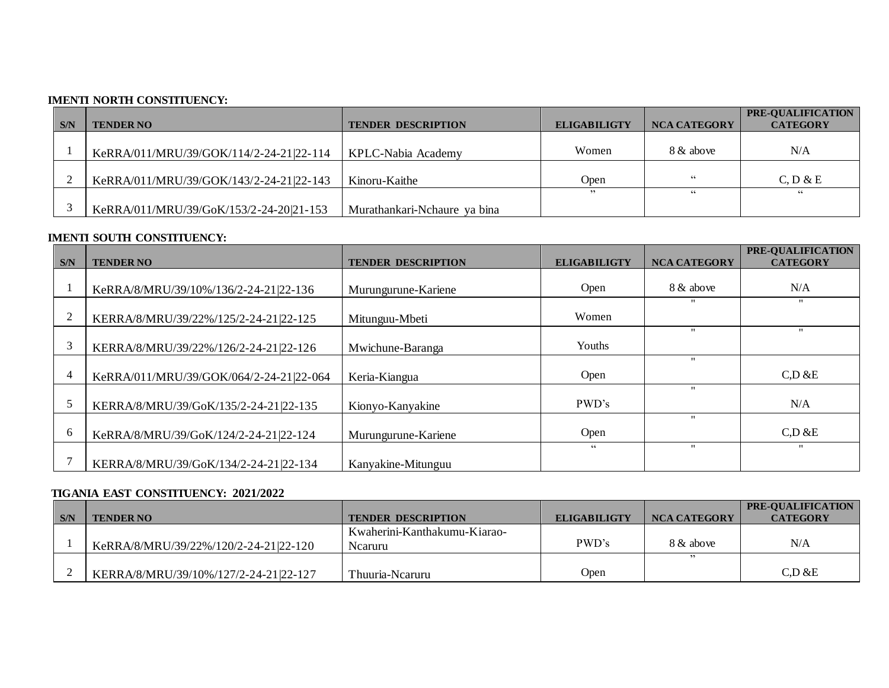**IMENTI NORTH CONSTITUENCY:**

| S/N | TENDER NO | TENDER DESCRIPTION | ELIGABILIGTY | NCA CATEGORY | PRE-QUALIFICATION CATEGORY |
|---|---|---|---|---|---|
| 1 | KeRRA/011/MRU/39/GOK/114/2-24-21\|22-114 | KPLC-Nabia Academy | Women | 8 & above | N/A |
| 2 | KeRRA/011/MRU/39/GOK/143/2-24-21\|22-143 | Kinoru-Kaithe | Open | " | C, D & E |
| 3 | KeRRA/011/MRU/39/GoK/153/2-24-20\|21-153 | Murathankari-Nchaure ya bina | " | " | " |

**IMENTI SOUTH CONSTITUENCY:**

| S/N | TENDER NO | TENDER DESCRIPTION | ELIGABILIGTY | NCA CATEGORY | PRE-QUALIFICATION CATEGORY |
|---|---|---|---|---|---|
| 1 | KeRRA/8/MRU/39/10%/136/2-24-21\|22-136 | Murungurune-Kariene | Open | 8 & above | N/A |
| 2 | KERRA/8/MRU/39/22%/125/2-24-21\|22-125 | Mitunguu-Mbeti | Women | " | " |
| 3 | KERRA/8/MRU/39/22%/126/2-24-21\|22-126 | Mwichune-Baranga | Youths | " | " |
| 4 | KeRRA/011/MRU/39/GOK/064/2-24-21\|22-064 | Keria-Kiangua | Open | " | C,D &E |
| 5 | KERRA/8/MRU/39/GoK/135/2-24-21\|22-135 | Kionyo-Kanyakine | PWD's | " | N/A |
| 6 | KeRRA/8/MRU/39/GoK/124/2-24-21\|22-124 | Murungurune-Kariene | Open | " | C,D &E |
| 7 | KERRA/8/MRU/39/GoK/134/2-24-21\|22-134 | Kanyakine-Mitunguu | " | " | " |

**TIGANIA EAST CONSTITUENCY: 2021/2022**

| S/N | TENDER NO | TENDER DESCRIPTION | ELIGABILIGTY | NCA CATEGORY | PRE-QUALIFICATION CATEGORY |
|---|---|---|---|---|---|
| 1 | KeRRA/8/MRU/39/22%/120/2-24-21\|22-120 | Kwaherini-Kanthakumu-Kiarao-Ncaruru | PWD's | 8 & above | N/A |
| 2 | KERRA/8/MRU/39/10%/127/2-24-21\|22-127 | Thuuria-Ncaruru | Open | " | C,D &E |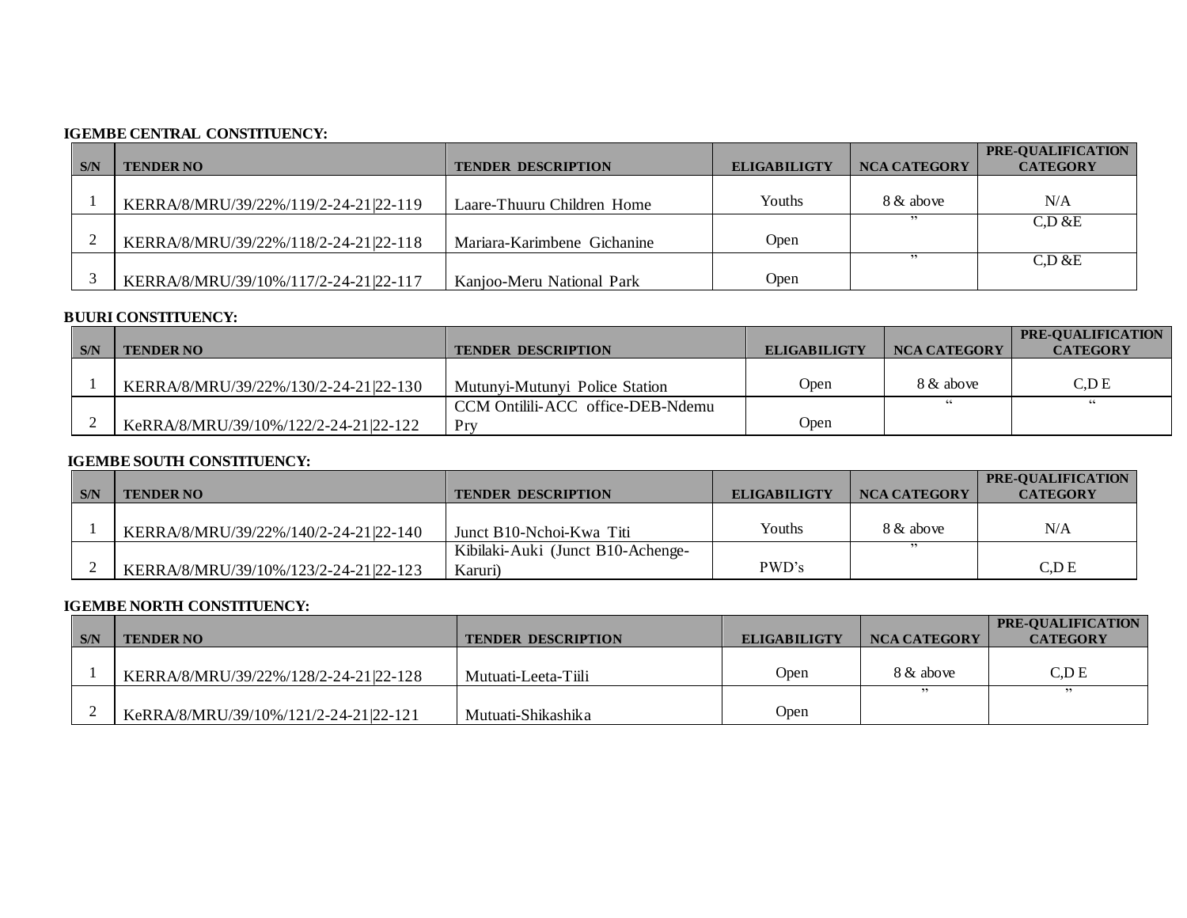**IGEMBE CENTRAL CONSTITUENCY:**

| S/N | TENDER NO | TENDER DESCRIPTION | ELIGABILIGTY | NCA CATEGORY | PRE-QUALIFICATION CATEGORY |
|---|---|---|---|---|---|
| 1 | KERRA/8/MRU/39/22%/119/2-24-21\|22-119 | Laare-Thuuru Children Home | Youths | 8 & above | N/A |
| 2 | KERRA/8/MRU/39/22%/118/2-24-21\|22-118 | Mariara-Karimbene Gichanine | Open | ” | C,D &E |
| 3 | KERRA/8/MRU/39/10%/117/2-24-21\|22-117 | Kanjoo-Meru National Park | Open | ” | C,D &E |

**BUURI CONSTITUENCY:**

| S/N | TENDER NO | TENDER DESCRIPTION | ELIGABILIGTY | NCA CATEGORY | PRE-QUALIFICATION CATEGORY |
|---|---|---|---|---|---|
| 1 | KERRA/8/MRU/39/22%/130/2-24-21\|22-130 | Mutunyi-Mutunyi Police Station | Open | 8 & above | C,D E |
| 2 | KeRRA/8/MRU/39/10%/122/2-24-21\|22-122 | CCM Ontilili-ACC office-DEB-Ndemu Pry | Open | “ | “ |

**IGEMBE SOUTH CONSTITUENCY:**

| S/N | TENDER NO | TENDER DESCRIPTION | ELIGABILIGTY | NCA CATEGORY | PRE-QUALIFICATION CATEGORY |
|---|---|---|---|---|---|
| 1 | KERRA/8/MRU/39/22%/140/2-24-21\|22-140 | Junct B10-Nchoi-Kwa Titi | Youths | 8 & above | N/A |
| 2 | KERRA/8/MRU/39/10%/123/2-24-21\|22-123 | Kibilaki-Auki (Junct B10-Achenge-Karuri) | PWD’s | ” | C,D E |

**IGEMBE NORTH CONSTITUENCY:**

| S/N | TENDER NO | TENDER DESCRIPTION | ELIGABILIGTY | NCA CATEGORY | PRE-QUALIFICATION CATEGORY |
|---|---|---|---|---|---|
| 1 | KERRA/8/MRU/39/22%/128/2-24-21\|22-128 | Mutuati-Leeta-Tiili | Open | 8 & above | C,D E |
| 2 | KeRRA/8/MRU/39/10%/121/2-24-21\|22-121 | Mutuati-Shikashika | Open | ” | ” |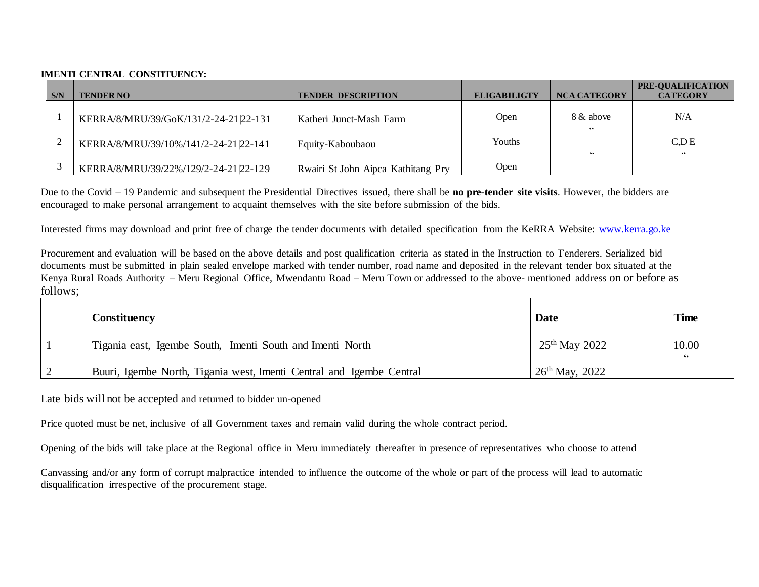**IMENTI CENTRAL CONSTITUENCY:**

| S/N | TENDER NO | TENDER DESCRIPTION | ELIGABILIGTY | NCA CATEGORY | PRE-QUALIFICATION CATEGORY |
|---|---|---|---|---|---|
| 1 | KERRA/8/MRU/39/GoK/131/2-24-21|22-131 | Katheri Junct-Mash Farm | Open | 8 & above | N/A |
| 2 | KERRA/8/MRU/39/10%/141/2-24-21|22-141 | Equity-Kaboubaou | Youths | " | C,D E |
| 3 | KERRA/8/MRU/39/22%/129/2-24-21|22-129 | Rwairi St John Aipca Kathitang Pry | Open | " | " |

Due to the Covid – 19 Pandemic and subsequent the Presidential Directives issued, there shall be **no pre-tender site visits**. However, the bidders are encouraged to make personal arrangement to acquaint themselves with the site before submission of the bids.

Interested firms may download and print free of charge the tender documents with detailed specification from the KeRRA Website: www.kerra.go.ke

Procurement and evaluation will be based on the above details and post qualification criteria as stated in the Instruction to Tenderers. Serialized bid documents must be submitted in plain sealed envelope marked with tender number, road name and deposited in the relevant tender box situated at the Kenya Rural Roads Authority – Meru Regional Office, Mwendantu Road – Meru Town or addressed to the above- mentioned address on or before as follows;

| | Constituency | Date | Time |
|---|---|---|---|
| 1 | Tigania east, Igembe South, Imenti South and Imenti North | 25th May 2022 | 10.00 |
| 2 | Buuri, Igembe North, Tigania west, Imenti Central and Igembe Central | 26th May, 2022 | " |

Late bids will not be accepted and returned to bidder un-opened

Price quoted must be net, inclusive of all Government taxes and remain valid during the whole contract period.

Opening of the bids will take place at the Regional office in Meru immediately thereafter in presence of representatives who choose to attend

Canvassing and/or any form of corrupt malpractice intended to influence the outcome of the whole or part of the process will lead to automatic disqualification irrespective of the procurement stage.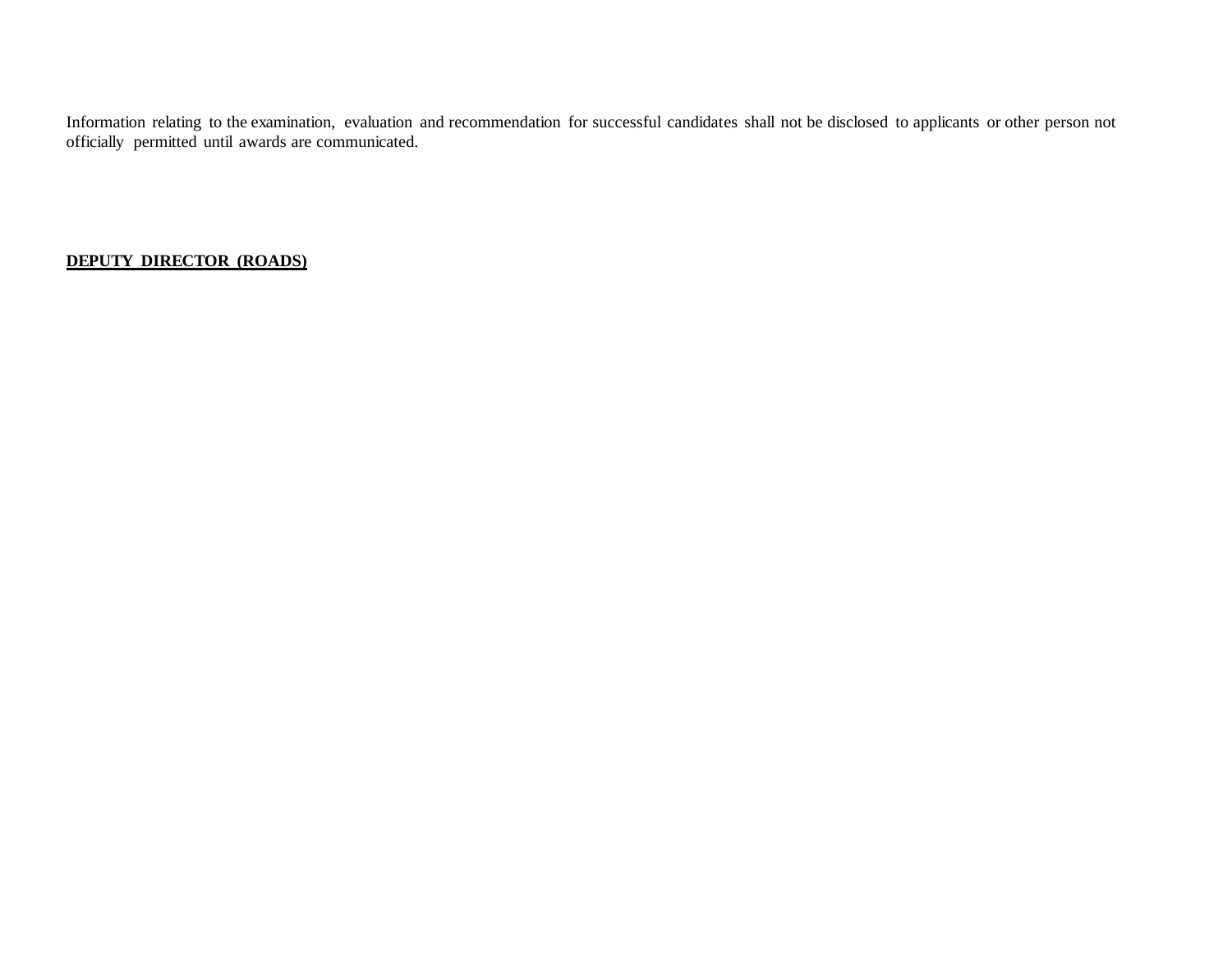Information relating to the examination, evaluation and recommendation for successful candidates shall not be disclosed to applicants or other person not officially permitted until awards are communicated.

**DEPUTY DIRECTOR (ROADS)**